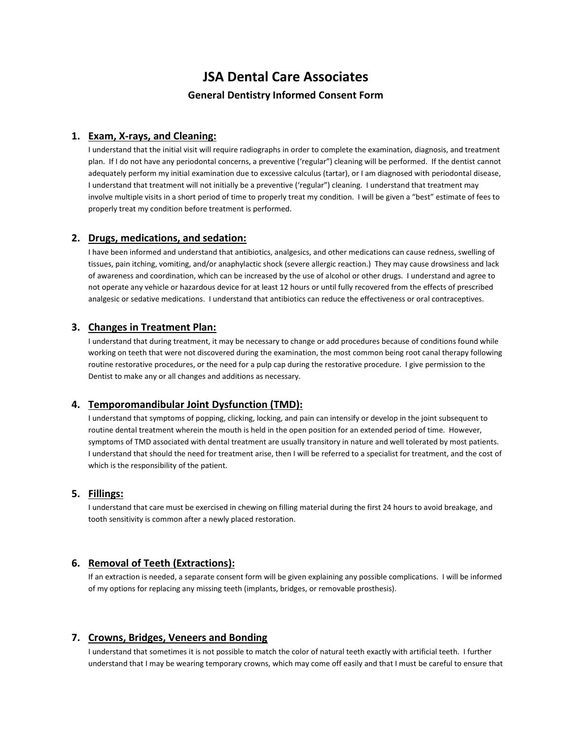# JSA Dental Care Associates

## General Dentistry Informed Consent Form

1. **Exam, X-rays, and Cleaning:**
   I understand that the initial visit will require radiographs in order to complete the examination, diagnosis, and treatment plan. If I do not have any periodontal concerns, a preventive ('regular") cleaning will be performed. If the dentist cannot adequately perform my initial examination due to excessive calculus (tartar), or I am diagnosed with periodontal disease, I understand that treatment will not initially be a preventive ('regular") cleaning. I understand that treatment may involve multiple visits in a short period of time to properly treat my condition. I will be given a "best" estimate of fees to properly treat my condition before treatment is performed.

2. **Drugs, medications, and sedation:**
   I have been informed and understand that antibiotics, analgesics, and other medications can cause redness, swelling of tissues, pain itching, vomiting, and/or anaphylactic shock (severe allergic reaction.) They may cause drowsiness and lack of awareness and coordination, which can be increased by the use of alcohol or other drugs. I understand and agree to not operate any vehicle or hazardous device for at least 12 hours or until fully recovered from the effects of prescribed analgesic or sedative medications. I understand that antibiotics can reduce the effectiveness or oral contraceptives.

3. **Changes in Treatment Plan:**
   I understand that during treatment, it may be necessary to change or add procedures because of conditions found while working on teeth that were not discovered during the examination, the most common being root canal therapy following routine restorative procedures, or the need for a pulp cap during the restorative procedure. I give permission to the Dentist to make any or all changes and additions as necessary.

4. **Temporomandibular Joint Dysfunction (TMD):**
   I understand that symptoms of popping, clicking, locking, and pain can intensify or develop in the joint subsequent to routine dental treatment wherein the mouth is held in the open position for an extended period of time. However, symptoms of TMD associated with dental treatment are usually transitory in nature and well tolerated by most patients. I understand that should the need for treatment arise, then I will be referred to a specialist for treatment, and the cost of which is the responsibility of the patient.

5. **Fillings:**
   I understand that care must be exercised in chewing on filling material during the first 24 hours to avoid breakage, and tooth sensitivity is common after a newly placed restoration.

6. **Removal of Teeth (Extractions):**
   If an extraction is needed, a separate consent form will be given explaining any possible complications. I will be informed of my options for replacing any missing teeth (implants, bridges, or removable prosthesis).

7. **Crowns, Bridges, Veneers and Bonding**
   I understand that sometimes it is not possible to match the color of natural teeth exactly with artificial teeth. I further understand that I may be wearing temporary crowns, which may come off easily and that I must be careful to ensure that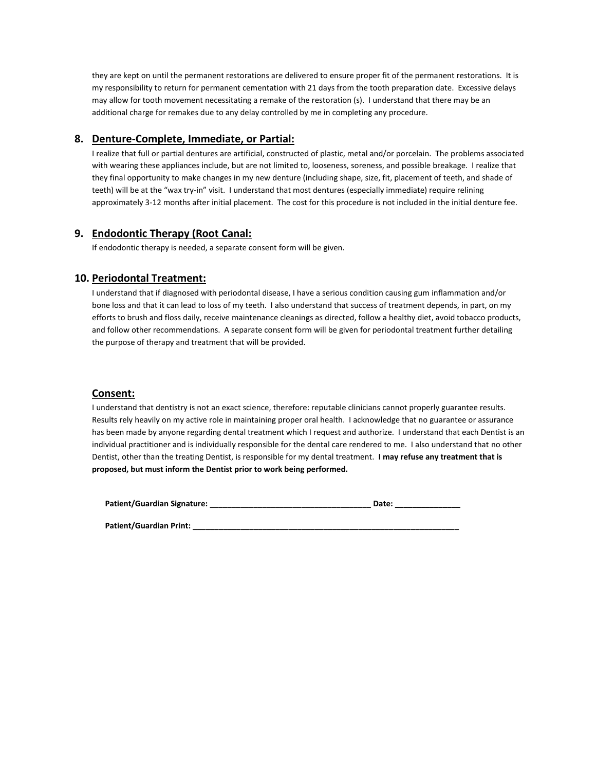they are kept on until the permanent restorations are delivered to ensure proper fit of the permanent restorations. It is my responsibility to return for permanent cementation with 21 days from the tooth preparation date. Excessive delays may allow for tooth movement necessitating a remake of the restoration (s). I understand that there may be an additional charge for remakes due to any delay controlled by me in completing any procedure.

## 8. Denture-Complete, Immediate, or Partial:

I realize that full or partial dentures are artificial, constructed of plastic, metal and/or porcelain. The problems associated with wearing these appliances include, but are not limited to, looseness, soreness, and possible breakage. I realize that they final opportunity to make changes in my new denture (including shape, size, fit, placement of teeth, and shade of teeth) will be at the "wax try-in" visit. I understand that most dentures (especially immediate) require relining approximately 3-12 months after initial placement. The cost for this procedure is not included in the initial denture fee.

## 9. Endodontic Therapy (Root Canal:

If endodontic therapy is needed, a separate consent form will be given.

## 10. Periodontal Treatment:

I understand that if diagnosed with periodontal disease, I have a serious condition causing gum inflammation and/or bone loss and that it can lead to loss of my teeth. I also understand that success of treatment depends, in part, on my efforts to brush and floss daily, receive maintenance cleanings as directed, follow a healthy diet, avoid tobacco products, and follow other recommendations. A separate consent form will be given for periodontal treatment further detailing the purpose of therapy and treatment that will be provided.

## Consent:

I understand that dentistry is not an exact science, therefore: reputable clinicians cannot properly guarantee results. Results rely heavily on my active role in maintaining proper oral health. I acknowledge that no guarantee or assurance has been made by anyone regarding dental treatment which I request and authorize. I understand that each Dentist is an individual practitioner and is individually responsible for the dental care rendered to me. I also understand that no other Dentist, other than the treating Dentist, is responsible for my dental treatment. **I may refuse any treatment that is proposed, but must inform the Dentist prior to work being performed.**

**Patient/Guardian Signature:** ____________________________________ **Date:** _______________

**Patient/Guardian Print:** ______________________________________________________________